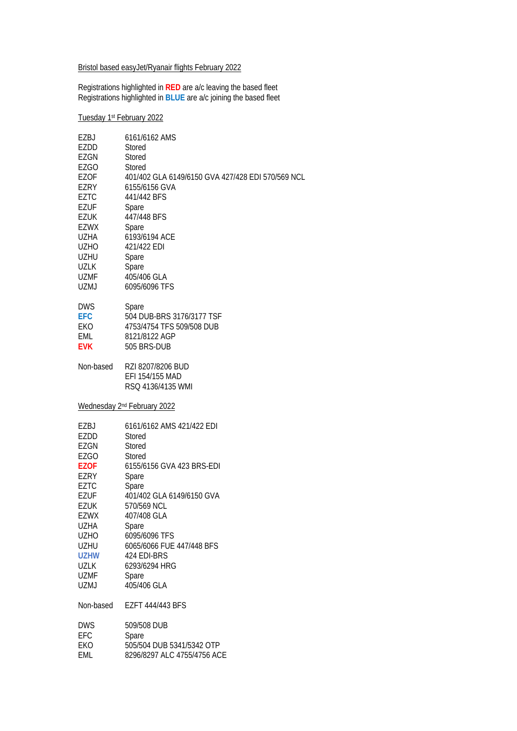Bristol based easyJet/Ryanair flights February 2022

Registrations highlighted in **RED** are a/c leaving the based fleet
Registrations highlighted in **BLUE** are a/c joining the based fleet

Tuesday 1st February 2022

| | |
|---|---|
| EZBJ | 6161/6162 AMS |
| EZDD | Stored |
| EZGN | Stored |
| EZGO | Stored |
| EZOF | 401/402 GLA 6149/6150 GVA 427/428 EDI 570/569 NCL |
| EZRY | 6155/6156 GVA |
| EZTC | 441/442 BFS |
| EZUF | Spare |
| EZUK | 447/448 BFS |
| EZWX | Spare |
| UZHA | 6193/6194 ACE |
| UZHO | 421/422 EDI |
| UZHU | Spare |
| UZLK | Spare |
| UZMF | 405/406 GLA |
| UZMJ | 6095/6096 TFS |

| | |
|---|---|
| DWS | Spare |
| **EFC** | 504 DUB-BRS 3176/3177 TSF |
| EKO | 4753/4754 TFS 509/508 DUB |
| EML | 8121/8122 AGP |
| **EVK** | 505 BRS-DUB |

| | |
|---|---|
| Non-based | RZI 8207/8206 BUD |
| | EFI 154/155 MAD |
| | RSQ 4136/4135 WMI |

Wednesday 2nd February 2022

| | |
|---|---|
| EZBJ | 6161/6162 AMS 421/422 EDI |
| EZDD | Stored |
| EZGN | Stored |
| EZGO | Stored |
| **EZOF** | 6155/6156 GVA 423 BRS-EDI |
| EZRY | Spare |
| EZTC | Spare |
| EZUF | 401/402 GLA 6149/6150 GVA |
| EZUK | 570/569 NCL |
| EZWX | 407/408 GLA |
| UZHA | Spare |
| UZHO | 6095/6096 TFS |
| UZHU | 6065/6066 FUE 447/448 BFS |
| **UZHW** | 424 EDI-BRS |
| UZLK | 6293/6294 HRG |
| UZMF | Spare |
| UZMJ | 405/406 GLA |

| | |
|---|---|
| Non-based | EZFT 444/443 BFS |

| | |
|---|---|
| DWS | 509/508 DUB |
| EFC | Spare |
| EKO | 505/504 DUB 5341/5342 OTP |
| EML | 8296/8297 ALC 4755/4756 ACE |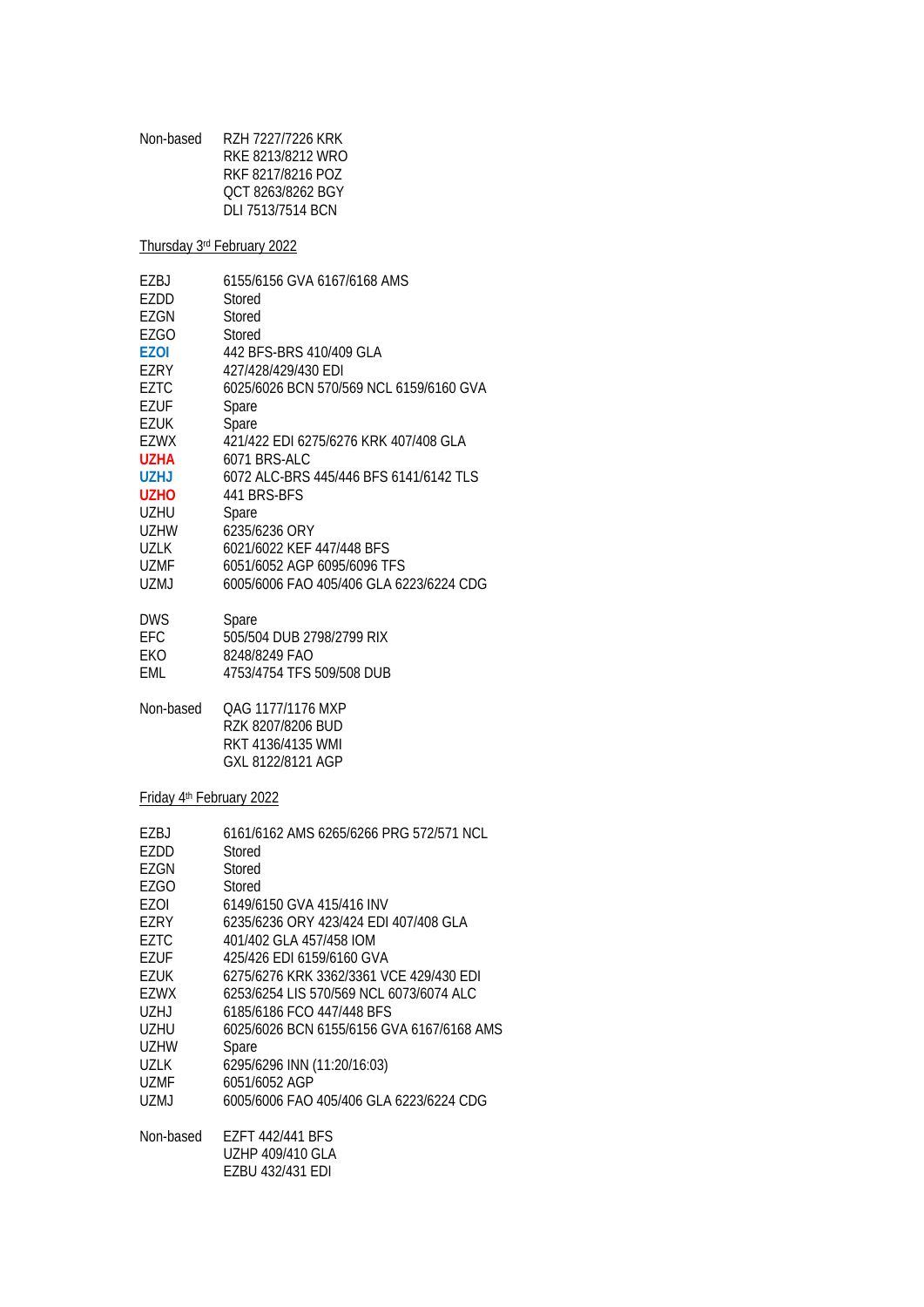| | |
|---|---|
| Non-based | RZH 7227/7226 KRK |
| | RKE 8213/8212 WRO |
| | RKF 8217/8216 POZ |
| | QCT 8263/8262 BGY |
| | DLI 7513/7514 BCN |

Thursday 3rd February 2022

| | |
|---|---|
| EZBJ | 6155/6156 GVA 6167/6168 AMS |
| EZDD | Stored |
| EZGN | Stored |
| EZGO | Stored |
| **EZOI** | 442 BFS-BRS 410/409 GLA |
| EZRY | 427/428/429/430 EDI |
| EZTC | 6025/6026 BCN 570/569 NCL 6159/6160 GVA |
| EZUF | Spare |
| EZUK | Spare |
| EZWX | 421/422 EDI 6275/6276 KRK 407/408 GLA |
| **UZHA** | 6071 BRS-ALC |
| **UZHJ** | 6072 ALC-BRS 445/446 BFS 6141/6142 TLS |
| **UZHO** | 441 BRS-BFS |
| UZHU | Spare |
| UZHW | 6235/6236 ORY |
| UZLK | 6021/6022 KEF 447/448 BFS |
| UZMF | 6051/6052 AGP 6095/6096 TFS |
| UZMJ | 6005/6006 FAO 405/406 GLA 6223/6224 CDG |
| | |
| DWS | Spare |
| EFC | 505/504 DUB 2798/2799 RIX |
| EKO | 8248/8249 FAO |
| EML | 4753/4754 TFS 509/508 DUB |
| | |
| Non-based | QAG 1177/1176 MXP |
| | RZK 8207/8206 BUD |
| | RKT 4136/4135 WMI |
| | GXL 8122/8121 AGP |

Friday 4th February 2022

| | |
|---|---|
| EZBJ | 6161/6162 AMS 6265/6266 PRG 572/571 NCL |
| EZDD | Stored |
| EZGN | Stored |
| EZGO | Stored |
| EZOI | 6149/6150 GVA 415/416 INV |
| EZRY | 6235/6236 ORY 423/424 EDI 407/408 GLA |
| EZTC | 401/402 GLA 457/458 IOM |
| EZUF | 425/426 EDI 6159/6160 GVA |
| EZUK | 6275/6276 KRK 3362/3361 VCE 429/430 EDI |
| EZWX | 6253/6254 LIS 570/569 NCL 6073/6074 ALC |
| UZHJ | 6185/6186 FCO 447/448 BFS |
| UZHU | 6025/6026 BCN 6155/6156 GVA 6167/6168 AMS |
| UZHW | Spare |
| UZLK | 6295/6296 INN (11:20/16:03) |
| UZMF | 6051/6052 AGP |
| UZMJ | 6005/6006 FAO 405/406 GLA 6223/6224 CDG |
| | |
| Non-based | EZFT 442/441 BFS |
| | UZHP 409/410 GLA |
| | EZBU 432/431 EDI |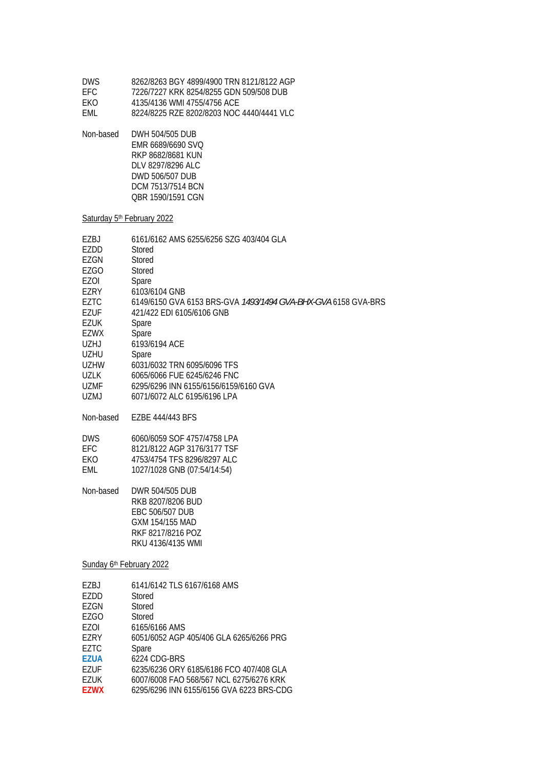| | |
|---|---|
| DWS | 8262/8263 BGY 4899/4900 TRN 8121/8122 AGP |
| EFC | 7226/7227 KRK 8254/8255 GDN 509/508 DUB |
| EKO | 4135/4136 WMI 4755/4756 ACE |
| EML | 8224/8225 RZE 8202/8203 NOC 4440/4441 VLC |

Non-based DWH 504/505 DUB
EMR 6689/6690 SVQ
RKP 8682/8681 KUN
DLV 8297/8296 ALC
DWD 506/507 DUB
DCM 7513/7514 BCN
QBR 1590/1591 CGN

Saturday 5th February 2022

| | |
|---|---|
| EZBJ | 6161/6162 AMS 6255/6256 SZG 403/404 GLA |
| EZDD | Stored |
| EZGN | Stored |
| EZGO | Stored |
| EZOI | Spare |
| EZRY | 6103/6104 GNB |
| EZTC | 6149/6150 GVA 6153 BRS-GVA *1493/1494 GVA-BHX-GVA* 6158 GVA-BRS |
| EZUF | 421/422 EDI 6105/6106 GNB |
| EZUK | Spare |
| EZWX | Spare |
| UZHJ | 6193/6194 ACE |
| UZHU | Spare |
| UZHW | 6031/6032 TRN 6095/6096 TFS |
| UZLK | 6065/6066 FUE 6245/6246 FNC |
| UZMF | 6295/6296 INN 6155/6156/6159/6160 GVA |
| UZMJ | 6071/6072 ALC 6195/6196 LPA |

Non-based EZBE 444/443 BFS

| | |
|---|---|
| DWS | 6060/6059 SOF 4757/4758 LPA |
| EFC | 8121/8122 AGP 3176/3177 TSF |
| EKO | 4753/4754 TFS 8296/8297 ALC |
| EML | 1027/1028 GNB (07:54/14:54) |

Non-based DWR 504/505 DUB
RKB 8207/8206 BUD
EBC 506/507 DUB
GXM 154/155 MAD
RKF 8217/8216 POZ
RKU 4136/4135 WMI

Sunday 6th February 2022

| | |
|---|---|
| EZBJ | 6141/6142 TLS 6167/6168 AMS |
| EZDD | Stored |
| EZGN | Stored |
| EZGO | Stored |
| EZOI | 6165/6166 AMS |
| EZRY | 6051/6052 AGP 405/406 GLA 6265/6266 PRG |
| EZTC | Spare |
| **EZUA** | 6224 CDG-BRS |
| EZUF | 6235/6236 ORY 6185/6186 FCO 407/408 GLA |
| EZUK | 6007/6008 FAO 568/567 NCL 6275/6276 KRK |
| **EZWX** | 6295/6296 INN 6155/6156 GVA 6223 BRS-CDG |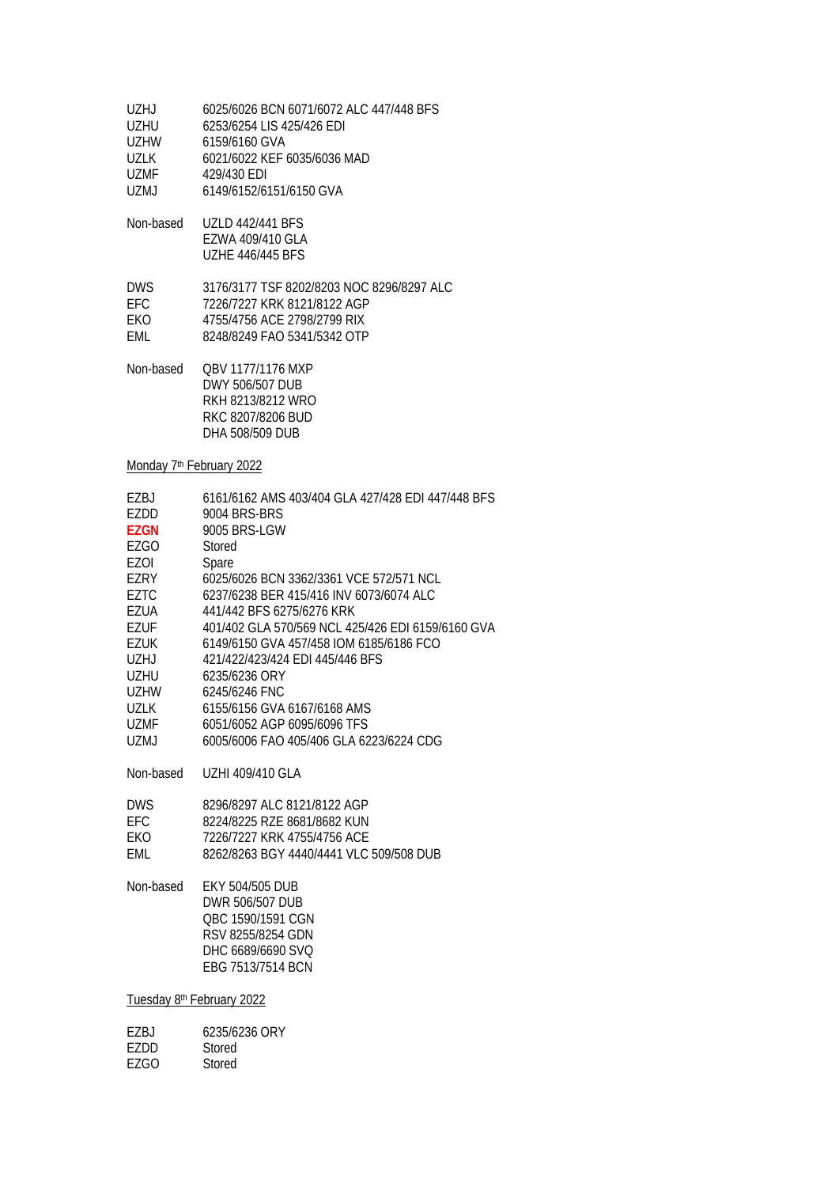| | |
|---|---|
| UZHJ | 6025/6026 BCN 6071/6072 ALC 447/448 BFS |
| UZHU | 6253/6254 LIS 425/426 EDI |
| UZHW | 6159/6160 GVA |
| UZLK | 6021/6022 KEF 6035/6036 MAD |
| UZMF | 429/430 EDI |
| UZMJ | 6149/6152/6151/6150 GVA |

Non-based UZLD 442/441 BFS
EZWA 409/410 GLA
UZHE 446/445 BFS

| | |
|---|---|
| DWS | 3176/3177 TSF 8202/8203 NOC 8296/8297 ALC |
| EFC | 7226/7227 KRK 8121/8122 AGP |
| EKO | 4755/4756 ACE 2798/2799 RIX |
| EML | 8248/8249 FAO 5341/5342 OTP |

Non-based QBV 1177/1176 MXP
DWY 506/507 DUB
RKH 8213/8212 WRO
RKC 8207/8206 BUD
DHA 508/509 DUB

Monday 7th February 2022

| | |
|---|---|
| EZBJ | 6161/6162 AMS 403/404 GLA 427/428 EDI 447/448 BFS |
| EZDD | 9004 BRS-BRS |
| **EZGN** | 9005 BRS-LGW |
| EZGO | Stored |
| EZOI | Spare |
| EZRY | 6025/6026 BCN 3362/3361 VCE 572/571 NCL |
| EZTC | 6237/6238 BER 415/416 INV 6073/6074 ALC |
| EZUA | 441/442 BFS 6275/6276 KRK |
| EZUF | 401/402 GLA 570/569 NCL 425/426 EDI 6159/6160 GVA |
| EZUK | 6149/6150 GVA 457/458 IOM 6185/6186 FCO |
| UZHJ | 421/422/423/424 EDI 445/446 BFS |
| UZHU | 6235/6236 ORY |
| UZHW | 6245/6246 FNC |
| UZLK | 6155/6156 GVA 6167/6168 AMS |
| UZMF | 6051/6052 AGP 6095/6096 TFS |
| UZMJ | 6005/6006 FAO 405/406 GLA 6223/6224 CDG |

Non-based UZHI 409/410 GLA

| | |
|---|---|
| DWS | 8296/8297 ALC 8121/8122 AGP |
| EFC | 8224/8225 RZE 8681/8682 KUN |
| EKO | 7226/7227 KRK 4755/4756 ACE |
| EML | 8262/8263 BGY 4440/4441 VLC 509/508 DUB |

Non-based EKY 504/505 DUB
DWR 506/507 DUB
QBC 1590/1591 CGN
RSV 8255/8254 GDN
DHC 6689/6690 SVQ
EBG 7513/7514 BCN

Tuesday 8th February 2022

| | |
|---|---|
| EZBJ | 6235/6236 ORY |
| EZDD | Stored |
| EZGO | Stored |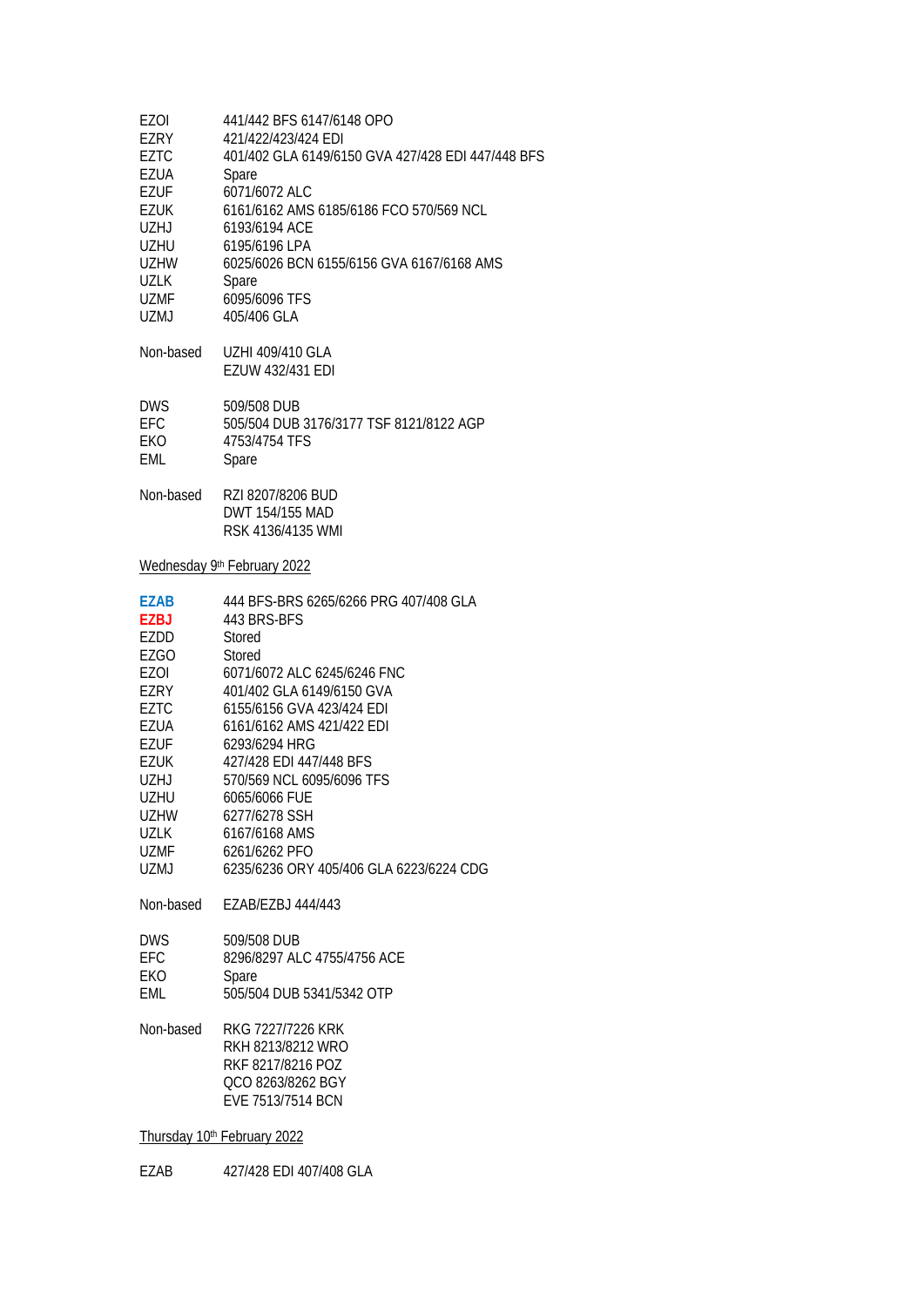| | |
|---|---|
| EZOI | 441/442 BFS 6147/6148 OPO |
| EZRY | 421/422/423/424 EDI |
| EZTC | 401/402 GLA 6149/6150 GVA 427/428 EDI 447/448 BFS |
| EZUA | Spare |
| EZUF | 6071/6072 ALC |
| EZUK | 6161/6162 AMS 6185/6186 FCO 570/569 NCL |
| UZHJ | 6193/6194 ACE |
| UZHU | 6195/6196 LPA |
| UZHW | 6025/6026 BCN 6155/6156 GVA 6167/6168 AMS |
| UZLK | Spare |
| UZMF | 6095/6096 TFS |
| UZMJ | 405/406 GLA |

Non-based UZHI 409/410 GLA
EZUW 432/431 EDI

| | |
|---|---|
| DWS | 509/508 DUB |
| EFC | 505/504 DUB 3176/3177 TSF 8121/8122 AGP |
| EKO | 4753/4754 TFS |
| EML | Spare |

Non-based RZI 8207/8206 BUD
DWT 154/155 MAD
RSK 4136/4135 WMI

Wednesday 9th February 2022

| | |
|---|---|
| **EZAB** | 444 BFS-BRS 6265/6266 PRG 407/408 GLA |
| **EZBJ** | 443 BRS-BFS |
| EZDD | Stored |
| EZGO | Stored |
| EZOI | 6071/6072 ALC 6245/6246 FNC |
| EZRY | 401/402 GLA 6149/6150 GVA |
| EZTC | 6155/6156 GVA 423/424 EDI |
| EZUA | 6161/6162 AMS 421/422 EDI |
| EZUF | 6293/6294 HRG |
| EZUK | 427/428 EDI 447/448 BFS |
| UZHJ | 570/569 NCL 6095/6096 TFS |
| UZHU | 6065/6066 FUE |
| UZHW | 6277/6278 SSH |
| UZLK | 6167/6168 AMS |
| UZMF | 6261/6262 PFO |
| UZMJ | 6235/6236 ORY 405/406 GLA 6223/6224 CDG |

Non-based EZAB/EZBJ 444/443

| | |
|---|---|
| DWS | 509/508 DUB |
| EFC | 8296/8297 ALC 4755/4756 ACE |
| EKO | Spare |
| EML | 505/504 DUB 5341/5342 OTP |

Non-based RKG 7227/7226 KRK
RKH 8213/8212 WRO
RKF 8217/8216 POZ
QCO 8263/8262 BGY
EVE 7513/7514 BCN

Thursday 10th February 2022

| | |
|---|---|
| EZAB | 427/428 EDI 407/408 GLA |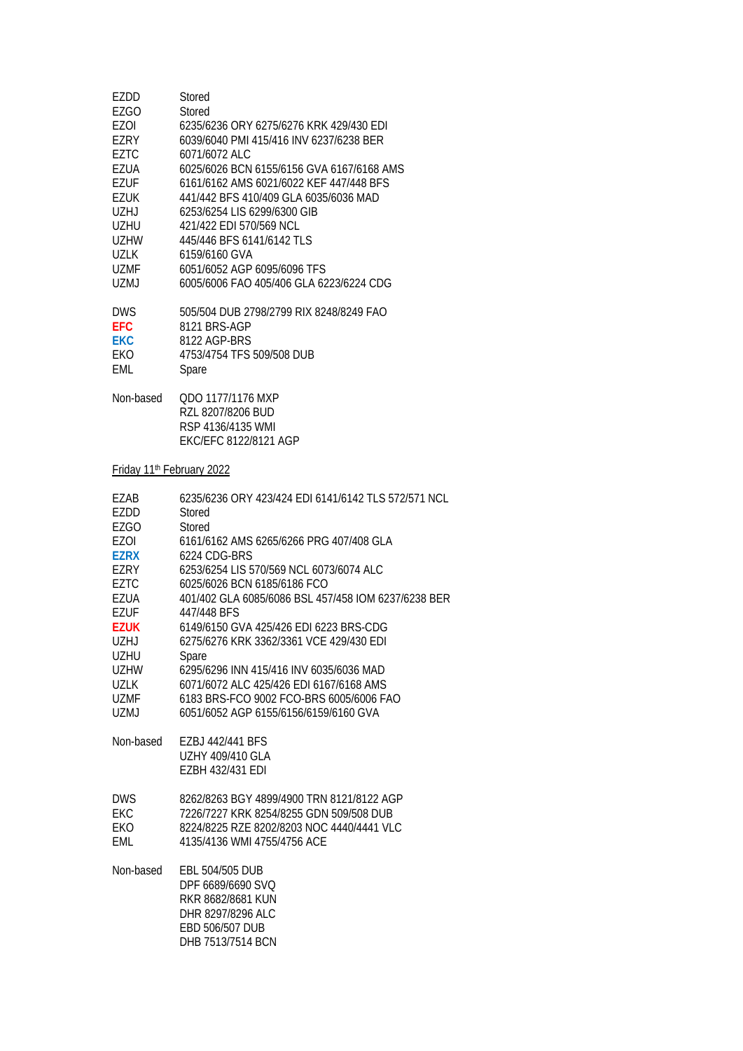| | |
|---|---|
| EZDD | Stored |
| EZGO | Stored |
| EZOI | 6235/6236 ORY 6275/6276 KRK 429/430 EDI |
| EZRY | 6039/6040 PMI 415/416 INV 6237/6238 BER |
| EZTC | 6071/6072 ALC |
| EZUA | 6025/6026 BCN 6155/6156 GVA 6167/6168 AMS |
| EZUF | 6161/6162 AMS 6021/6022 KEF 447/448 BFS |
| EZUK | 441/442 BFS 410/409 GLA 6035/6036 MAD |
| UZHJ | 6253/6254 LIS 6299/6300 GIB |
| UZHU | 421/422 EDI 570/569 NCL |
| UZHW | 445/446 BFS 6141/6142 TLS |
| UZLK | 6159/6160 GVA |
| UZMF | 6051/6052 AGP 6095/6096 TFS |
| UZMJ | 6005/6006 FAO 405/406 GLA 6223/6224 CDG |

| | |
|---|---|
| DWS | 505/504 DUB 2798/2799 RIX 8248/8249 FAO |
| **EFC** | 8121 BRS-AGP |
| **EKC** | 8122 AGP-BRS |
| EKO | 4753/4754 TFS 509/508 DUB |
| EML | Spare |

| | |
|---|---|
| Non-based | QDO 1177/1176 MXP |
| | RZL 8207/8206 BUD |
| | RSP 4136/4135 WMI |
| | EKC/EFC 8122/8121 AGP |

Friday 11th February 2022

| | |
|---|---|
| EZAB | 6235/6236 ORY 423/424 EDI 6141/6142 TLS 572/571 NCL |
| EZDD | Stored |
| EZGO | Stored |
| EZOI | 6161/6162 AMS 6265/6266 PRG 407/408 GLA |
| **EZRX** | 6224 CDG-BRS |
| EZRY | 6253/6254 LIS 570/569 NCL 6073/6074 ALC |
| EZTC | 6025/6026 BCN 6185/6186 FCO |
| EZUA | 401/402 GLA 6085/6086 BSL 457/458 IOM 6237/6238 BER |
| EZUF | 447/448 BFS |
| **EZUK** | 6149/6150 GVA 425/426 EDI 6223 BRS-CDG |
| UZHJ | 6275/6276 KRK 3362/3361 VCE 429/430 EDI |
| UZHU | Spare |
| UZHW | 6295/6296 INN 415/416 INV 6035/6036 MAD |
| UZLK | 6071/6072 ALC 425/426 EDI 6167/6168 AMS |
| UZMF | 6183 BRS-FCO 9002 FCO-BRS 6005/6006 FAO |
| UZMJ | 6051/6052 AGP 6155/6156/6159/6160 GVA |

| | |
|---|---|
| Non-based | EZBJ 442/441 BFS |
| | UZHY 409/410 GLA |
| | EZBH 432/431 EDI |

| | |
|---|---|
| DWS | 8262/8263 BGY 4899/4900 TRN 8121/8122 AGP |
| EKC | 7226/7227 KRK 8254/8255 GDN 509/508 DUB |
| EKO | 8224/8225 RZE 8202/8203 NOC 4440/4441 VLC |
| EML | 4135/4136 WMI 4755/4756 ACE |

| | |
|---|---|
| Non-based | EBL 504/505 DUB |
| | DPF 6689/6690 SVQ |
| | RKR 8682/8681 KUN |
| | DHR 8297/8296 ALC |
| | EBD 506/507 DUB |
| | DHB 7513/7514 BCN |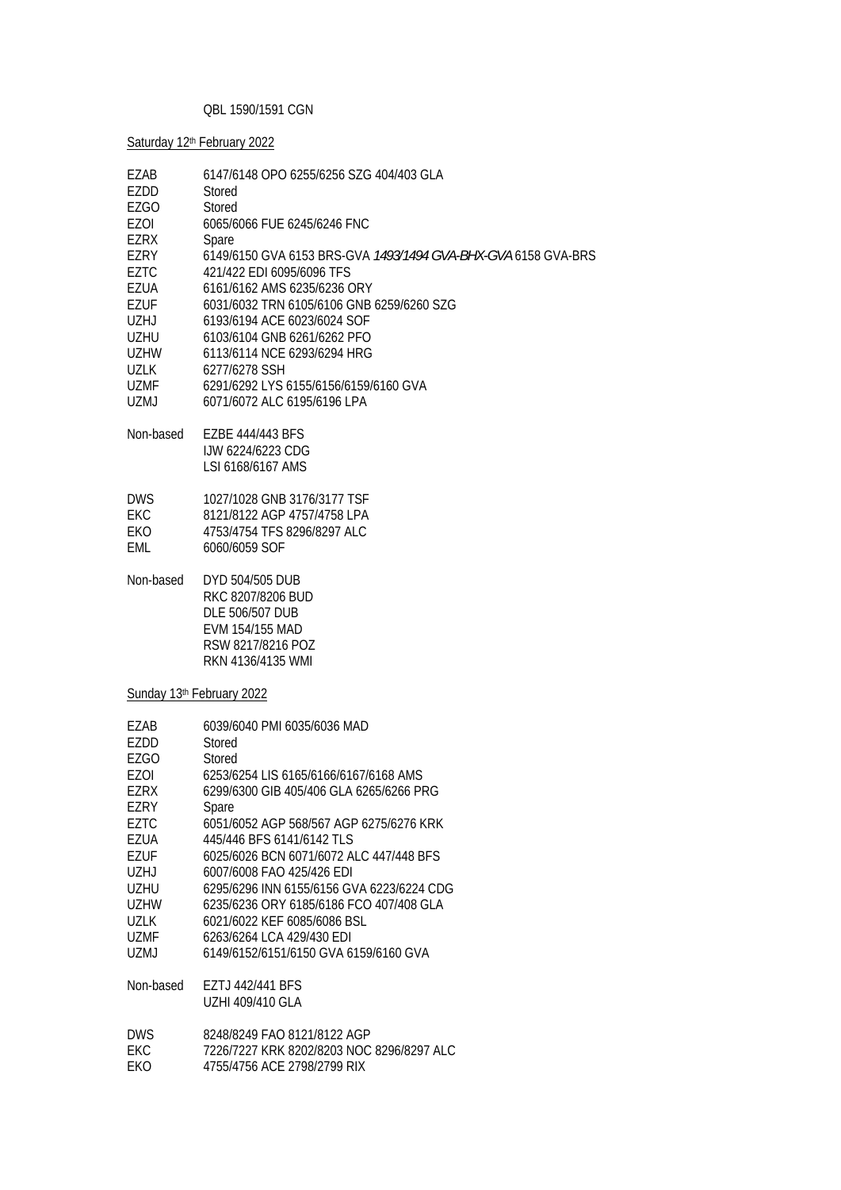QBL 1590/1591 CGN

Saturday 12th February 2022

| | |
|---|---|
| EZAB | 6147/6148 OPO 6255/6256 SZG 404/403 GLA |
| EZDD | Stored |
| EZGO | Stored |
| EZOI | 6065/6066 FUE 6245/6246 FNC |
| EZRX | Spare |
| EZRY | 6149/6150 GVA 6153 BRS-GVA *1493/1494 GVA-BHX-GVA* 6158 GVA-BRS |
| EZTC | 421/422 EDI 6095/6096 TFS |
| EZUA | 6161/6162 AMS 6235/6236 ORY |
| EZUF | 6031/6032 TRN 6105/6106 GNB 6259/6260 SZG |
| UZHJ | 6193/6194 ACE 6023/6024 SOF |
| UZHU | 6103/6104 GNB 6261/6262 PFO |
| UZHW | 6113/6114 NCE 6293/6294 HRG |
| UZLK | 6277/6278 SSH |
| UZMF | 6291/6292 LYS 6155/6156/6159/6160 GVA |
| UZMJ | 6071/6072 ALC 6195/6196 LPA |
| Non-based | EZBE 444/443 BFS |
| | IJW 6224/6223 CDG |
| | LSI 6168/6167 AMS |
| DWS | 1027/1028 GNB 3176/3177 TSF |
| EKC | 8121/8122 AGP 4757/4758 LPA |
| EKO | 4753/4754 TFS 8296/8297 ALC |
| EML | 6060/6059 SOF |
| Non-based | DYD 504/505 DUB |
| | RKC 8207/8206 BUD |
| | DLE 506/507 DUB |
| | EVM 154/155 MAD |
| | RSW 8217/8216 POZ |
| | RKN 4136/4135 WMI |

Sunday 13th February 2022

| | |
|---|---|
| EZAB | 6039/6040 PMI 6035/6036 MAD |
| EZDD | Stored |
| EZGO | Stored |
| EZOI | 6253/6254 LIS 6165/6166/6167/6168 AMS |
| EZRX | 6299/6300 GIB 405/406 GLA 6265/6266 PRG |
| EZRY | Spare |
| EZTC | 6051/6052 AGP 568/567 AGP 6275/6276 KRK |
| EZUA | 445/446 BFS 6141/6142 TLS |
| EZUF | 6025/6026 BCN 6071/6072 ALC 447/448 BFS |
| UZHJ | 6007/6008 FAO 425/426 EDI |
| UZHU | 6295/6296 INN 6155/6156 GVA 6223/6224 CDG |
| UZHW | 6235/6236 ORY 6185/6186 FCO 407/408 GLA |
| UZLK | 6021/6022 KEF 6085/6086 BSL |
| UZMF | 6263/6264 LCA 429/430 EDI |
| UZMJ | 6149/6152/6151/6150 GVA 6159/6160 GVA |
| Non-based | EZTJ 442/441 BFS |
| | UZHI 409/410 GLA |
| DWS | 8248/8249 FAO 8121/8122 AGP |
| EKC | 7226/7227 KRK 8202/8203 NOC 8296/8297 ALC |
| EKO | 4755/4756 ACE 2798/2799 RIX |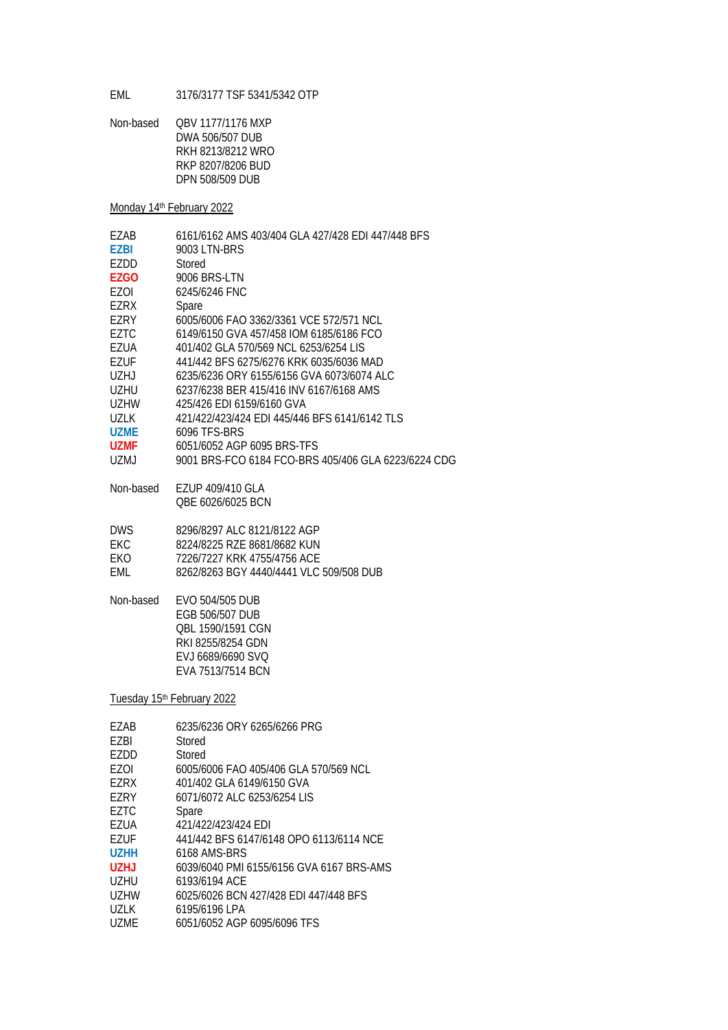EML 3176/3177 TSF 5341/5342 OTP

Non-based QBV 1177/1176 MXP
DWA 506/507 DUB
RKH 8213/8212 WRO
RKP 8207/8206 BUD
DPN 508/509 DUB

Monday 14th February 2022

| | |
|---|---|
| EZAB | 6161/6162 AMS 403/404 GLA 427/428 EDI 447/448 BFS |
| **EZBI** | 9003 LTN-BRS |
| EZDD | Stored |
| **EZGO** | 9006 BRS-LTN |
| EZOI | 6245/6246 FNC |
| EZRX | Spare |
| EZRY | 6005/6006 FAO 3362/3361 VCE 572/571 NCL |
| EZTC | 6149/6150 GVA 457/458 IOM 6185/6186 FCO |
| EZUA | 401/402 GLA 570/569 NCL 6253/6254 LIS |
| EZUF | 441/442 BFS 6275/6276 KRK 6035/6036 MAD |
| UZHJ | 6235/6236 ORY 6155/6156 GVA 6073/6074 ALC |
| UZHU | 6237/6238 BER 415/416 INV 6167/6168 AMS |
| UZHW | 425/426 EDI 6159/6160 GVA |
| UZLK | 421/422/423/424 EDI 445/446 BFS 6141/6142 TLS |
| **UZME** | 6096 TFS-BRS |
| **UZMF** | 6051/6052 AGP 6095 BRS-TFS |
| UZMJ | 9001 BRS-FCO 6184 FCO-BRS 405/406 GLA 6223/6224 CDG |

Non-based EZUP 409/410 GLA
QBE 6026/6025 BCN

| | |
|---|---|
| DWS | 8296/8297 ALC 8121/8122 AGP |
| EKC | 8224/8225 RZE 8681/8682 KUN |
| EKO | 7226/7227 KRK 4755/4756 ACE |
| EML | 8262/8263 BGY 4440/4441 VLC 509/508 DUB |

Non-based EVO 504/505 DUB
EGB 506/507 DUB
QBL 1590/1591 CGN
RKI 8255/8254 GDN
EVJ 6689/6690 SVQ
EVA 7513/7514 BCN

Tuesday 15th February 2022

| | |
|---|---|
| EZAB | 6235/6236 ORY 6265/6266 PRG |
| EZBI | Stored |
| EZDD | Stored |
| EZOI | 6005/6006 FAO 405/406 GLA 570/569 NCL |
| EZRX | 401/402 GLA 6149/6150 GVA |
| EZRY | 6071/6072 ALC 6253/6254 LIS |
| EZTC | Spare |
| EZUA | 421/422/423/424 EDI |
| EZUF | 441/442 BFS 6147/6148 OPO 6113/6114 NCE |
| **UZHH** | 6168 AMS-BRS |
| **UZHJ** | 6039/6040 PMI 6155/6156 GVA 6167 BRS-AMS |
| UZHU | 6193/6194 ACE |
| UZHW | 6025/6026 BCN 427/428 EDI 447/448 BFS |
| UZLK | 6195/6196 LPA |
| UZME | 6051/6052 AGP 6095/6096 TFS |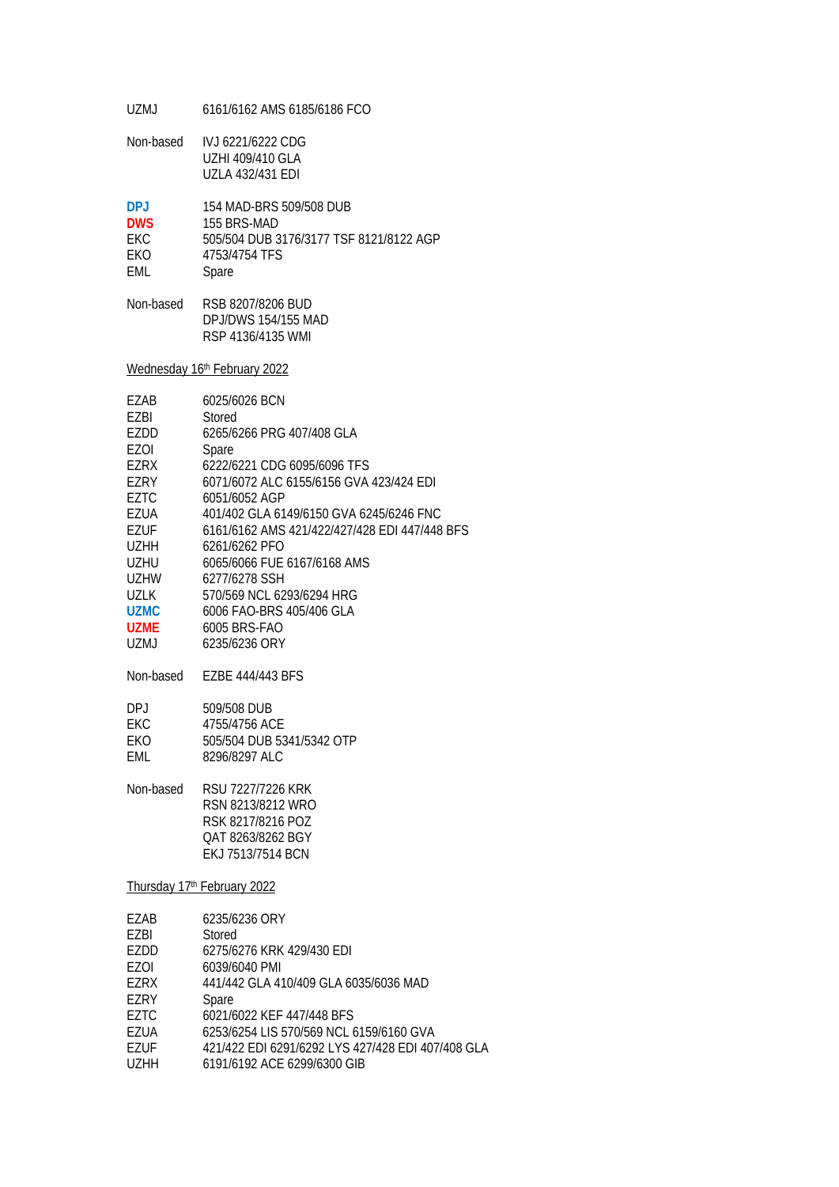| | |
|---|---|
| UZMJ | 6161/6162 AMS 6185/6186 FCO |

| | |
|---|---|
| Non-based | IVJ 6221/6222 CDG |
| | UZHI 409/410 GLA |
| | UZLA 432/431 EDI |

| | |
|---|---|
| **DPJ** | 154 MAD-BRS 509/508 DUB |
| **DWS** | 155 BRS-MAD |
| EKC | 505/504 DUB 3176/3177 TSF 8121/8122 AGP |
| EKO | 4753/4754 TFS |
| EML | Spare |

| | |
|---|---|
| Non-based | RSB 8207/8206 BUD |
| | DPJ/DWS 154/155 MAD |
| | RSP 4136/4135 WMI |

Wednesday 16th February 2022

| | |
|---|---|
| EZAB | 6025/6026 BCN |
| EZBI | Stored |
| EZDD | 6265/6266 PRG 407/408 GLA |
| EZOI | Spare |
| EZRX | 6222/6221 CDG 6095/6096 TFS |
| EZRY | 6071/6072 ALC 6155/6156 GVA 423/424 EDI |
| EZTC | 6051/6052 AGP |
| EZUA | 401/402 GLA 6149/6150 GVA 6245/6246 FNC |
| EZUF | 6161/6162 AMS 421/422/427/428 EDI 447/448 BFS |
| UZHH | 6261/6262 PFO |
| UZHU | 6065/6066 FUE 6167/6168 AMS |
| UZHW | 6277/6278 SSH |
| UZLK | 570/569 NCL 6293/6294 HRG |
| **UZMC** | 6006 FAO-BRS 405/406 GLA |
| **UZME** | 6005 BRS-FAO |
| UZMJ | 6235/6236 ORY |

| | |
|---|---|
| Non-based | EZBE 444/443 BFS |

| | |
|---|---|
| DPJ | 509/508 DUB |
| EKC | 4755/4756 ACE |
| EKO | 505/504 DUB 5341/5342 OTP |
| EML | 8296/8297 ALC |

| | |
|---|---|
| Non-based | RSU 7227/7226 KRK |
| | RSN 8213/8212 WRO |
| | RSK 8217/8216 POZ |
| | QAT 8263/8262 BGY |
| | EKJ 7513/7514 BCN |

Thursday 17th February 2022

| | |
|---|---|
| EZAB | 6235/6236 ORY |
| EZBI | Stored |
| EZDD | 6275/6276 KRK 429/430 EDI |
| EZOI | 6039/6040 PMI |
| EZRX | 441/442 GLA 410/409 GLA 6035/6036 MAD |
| EZRY | Spare |
| EZTC | 6021/6022 KEF 447/448 BFS |
| EZUA | 6253/6254 LIS 570/569 NCL 6159/6160 GVA |
| EZUF | 421/422 EDI 6291/6292 LYS 427/428 EDI 407/408 GLA |
| UZHH | 6191/6192 ACE 6299/6300 GIB |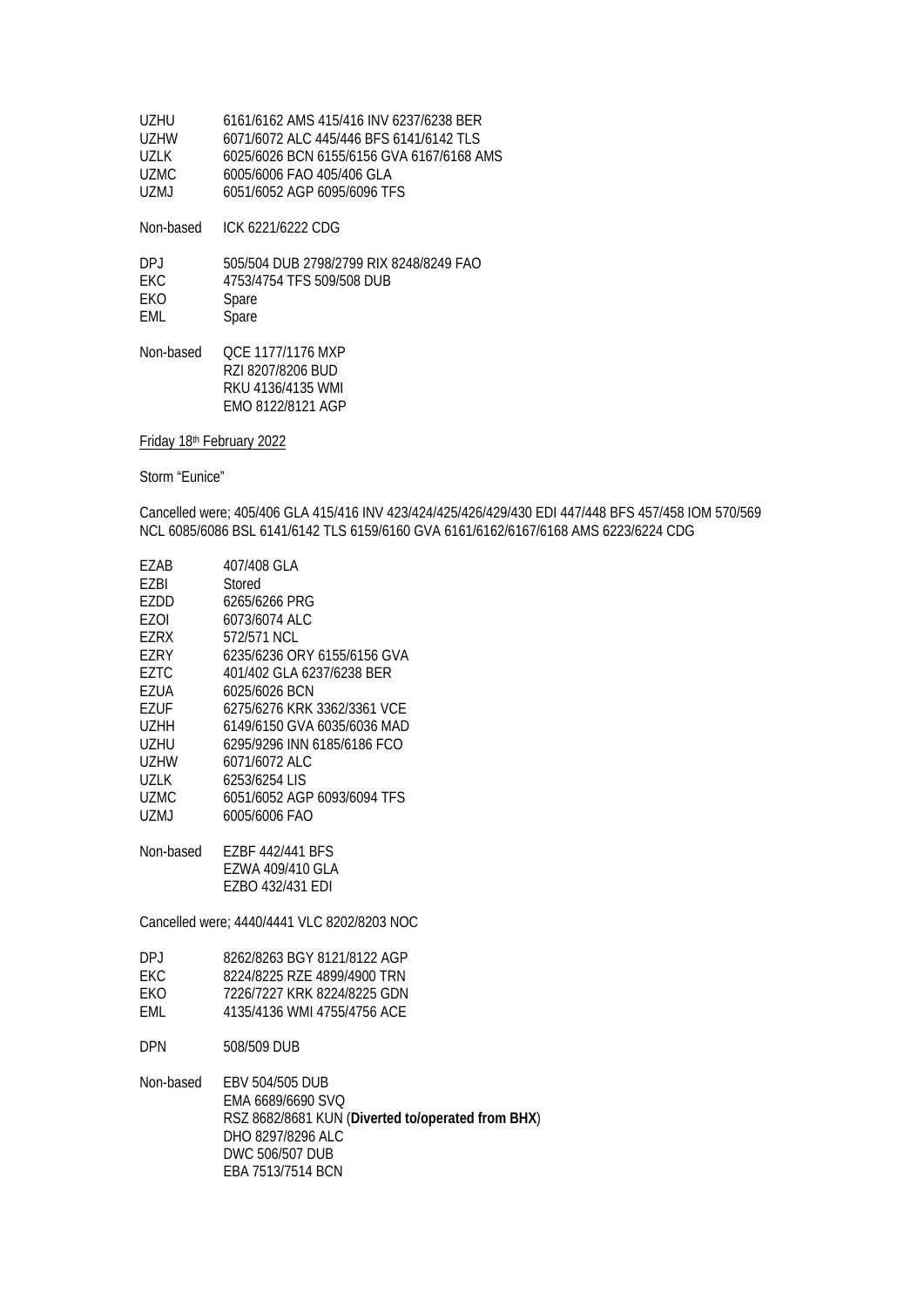| | |
|---|---|
| UZHU | 6161/6162 AMS 415/416 INV 6237/6238 BER |
| UZHW | 6071/6072 ALC 445/446 BFS 6141/6142 TLS |
| UZLK | 6025/6026 BCN 6155/6156 GVA 6167/6168 AMS |
| UZMC | 6005/6006 FAO 405/406 GLA |
| UZMJ | 6051/6052 AGP 6095/6096 TFS |

Non-based ICK 6221/6222 CDG

| | |
|---|---|
| DPJ | 505/504 DUB 2798/2799 RIX 8248/8249 FAO |
| EKC | 4753/4754 TFS 509/508 DUB |
| EKO | Spare |
| EML | Spare |

Non-based QCE 1177/1176 MXP
RZI 8207/8206 BUD
RKU 4136/4135 WMI
EMO 8122/8121 AGP

Friday 18th February 2022

Storm "Eunice"

Cancelled were; 405/406 GLA 415/416 INV 423/424/425/426/429/430 EDI 447/448 BFS 457/458 IOM 570/569 NCL 6085/6086 BSL 6141/6142 TLS 6159/6160 GVA 6161/6162/6167/6168 AMS 6223/6224 CDG

| | |
|---|---|
| EZAB | 407/408 GLA |
| EZBI | Stored |
| EZDD | 6265/6266 PRG |
| EZOI | 6073/6074 ALC |
| EZRX | 572/571 NCL |
| EZRY | 6235/6236 ORY 6155/6156 GVA |
| EZTC | 401/402 GLA 6237/6238 BER |
| EZUA | 6025/6026 BCN |
| EZUF | 6275/6276 KRK 3362/3361 VCE |
| UZHH | 6149/6150 GVA 6035/6036 MAD |
| UZHU | 6295/9296 INN 6185/6186 FCO |
| UZHW | 6071/6072 ALC |
| UZLK | 6253/6254 LIS |
| UZMC | 6051/6052 AGP 6093/6094 TFS |
| UZMJ | 6005/6006 FAO |

Non-based EZBF 442/441 BFS
EZWA 409/410 GLA
EZBO 432/431 EDI

Cancelled were; 4440/4441 VLC 8202/8203 NOC

| | |
|---|---|
| DPJ | 8262/8263 BGY 8121/8122 AGP |
| EKC | 8224/8225 RZE 4899/4900 TRN |
| EKO | 7226/7227 KRK 8224/8225 GDN |
| EML | 4135/4136 WMI 4755/4756 ACE |

DPN 508/509 DUB

Non-based EBV 504/505 DUB
EMA 6689/6690 SVQ
RSZ 8682/8681 KUN (**Diverted to/operated from BHX**)
DHO 8297/8296 ALC
DWC 506/507 DUB
EBA 7513/7514 BCN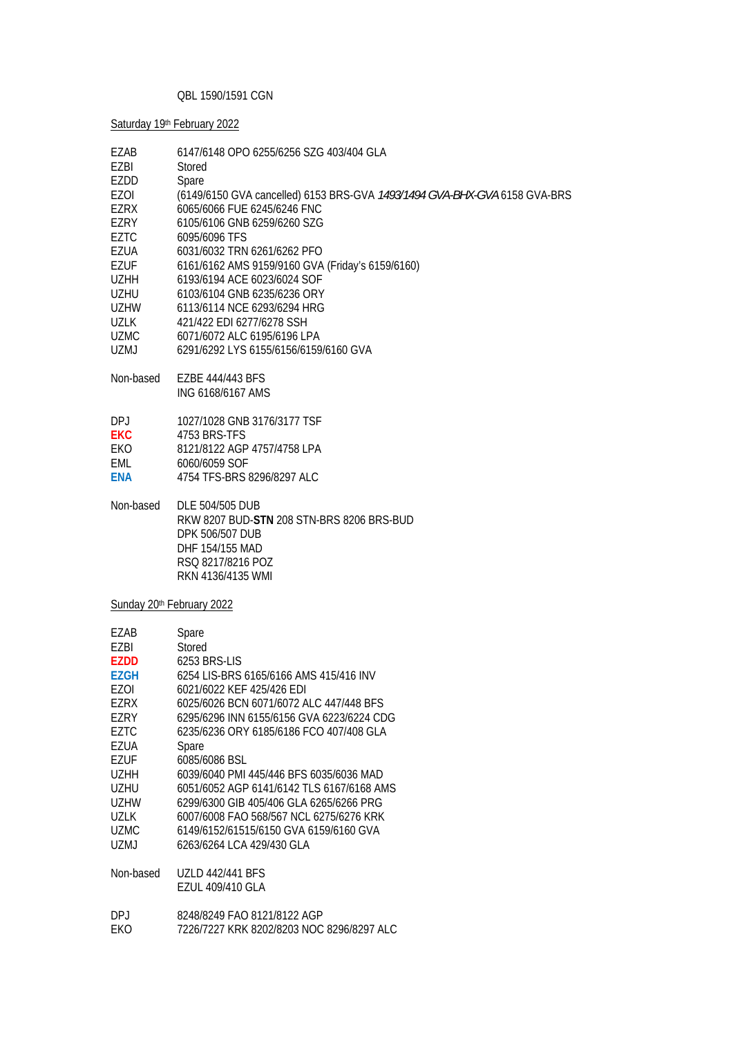QBL 1590/1591 CGN

Saturday 19th February 2022

| | |
|---|---|
| EZAB | 6147/6148 OPO 6255/6256 SZG 403/404 GLA |
| EZBI | Stored |
| EZDD | Spare |
| EZOI | (6149/6150 GVA cancelled) 6153 BRS-GVA *1493/1494 GVA-BHX-GVA* 6158 GVA-BRS |
| EZRX | 6065/6066 FUE 6245/6246 FNC |
| EZRY | 6105/6106 GNB 6259/6260 SZG |
| EZTC | 6095/6096 TFS |
| EZUA | 6031/6032 TRN 6261/6262 PFO |
| EZUF | 6161/6162 AMS 9159/9160 GVA (Friday's 6159/6160) |
| UZHH | 6193/6194 ACE 6023/6024 SOF |
| UZHU | 6103/6104 GNB 6235/6236 ORY |
| UZHW | 6113/6114 NCE 6293/6294 HRG |
| UZLK | 421/422 EDI 6277/6278 SSH |
| UZMC | 6071/6072 ALC 6195/6196 LPA |
| UZMJ | 6291/6292 LYS 6155/6156/6159/6160 GVA |

Non-based EZBE 444/443 BFS
ING 6168/6167 AMS

| | |
|---|---|
| DPJ | 1027/1028 GNB 3176/3177 TSF |
| **EKC** | 4753 BRS-TFS |
| EKO | 8121/8122 AGP 4757/4758 LPA |
| EML | 6060/6059 SOF |
| **ENA** | 4754 TFS-BRS 8296/8297 ALC |

Non-based DLE 504/505 DUB
RKW 8207 BUD-**STN** 208 STN-BRS 8206 BRS-BUD
DPK 506/507 DUB
DHF 154/155 MAD
RSQ 8217/8216 POZ
RKN 4136/4135 WMI

Sunday 20th February 2022

| | |
|---|---|
| EZAB | Spare |
| EZBI | Stored |
| **EZDD** | 6253 BRS-LIS |
| **EZGH** | 6254 LIS-BRS 6165/6166 AMS 415/416 INV |
| EZOI | 6021/6022 KEF 425/426 EDI |
| EZRX | 6025/6026 BCN 6071/6072 ALC 447/448 BFS |
| EZRY | 6295/6296 INN 6155/6156 GVA 6223/6224 CDG |
| EZTC | 6235/6236 ORY 6185/6186 FCO 407/408 GLA |
| EZUA | Spare |
| EZUF | 6085/6086 BSL |
| UZHH | 6039/6040 PMI 445/446 BFS 6035/6036 MAD |
| UZHU | 6051/6052 AGP 6141/6142 TLS 6167/6168 AMS |
| UZHW | 6299/6300 GIB 405/406 GLA 6265/6266 PRG |
| UZLK | 6007/6008 FAO 568/567 NCL 6275/6276 KRK |
| UZMC | 6149/6152/61515/6150 GVA 6159/6160 GVA |
| UZMJ | 6263/6264 LCA 429/430 GLA |

Non-based UZLD 442/441 BFS
EZUL 409/410 GLA

| | |
|---|---|
| DPJ | 8248/8249 FAO 8121/8122 AGP |
| EKO | 7226/7227 KRK 8202/8203 NOC 8296/8297 ALC |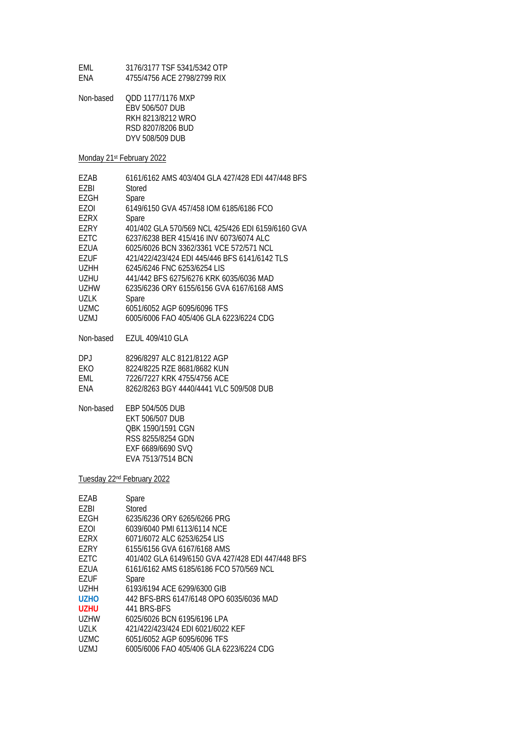| | |
|---|---|
| EML | 3176/3177 TSF 5341/5342 OTP |
| ENA | 4755/4756 ACE 2798/2799 RIX |

| | |
|---|---|
| Non-based | QDD 1177/1176 MXP |
| | EBV 506/507 DUB |
| | RKH 8213/8212 WRO |
| | RSD 8207/8206 BUD |
| | DYV 508/509 DUB |

Monday 21st February 2022

| | |
|---|---|
| EZAB | 6161/6162 AMS 403/404 GLA 427/428 EDI 447/448 BFS |
| EZBI | Stored |
| EZGH | Spare |
| EZOI | 6149/6150 GVA 457/458 IOM 6185/6186 FCO |
| EZRX | Spare |
| EZRY | 401/402 GLA 570/569 NCL 425/426 EDI 6159/6160 GVA |
| EZTC | 6237/6238 BER 415/416 INV 6073/6074 ALC |
| EZUA | 6025/6026 BCN 3362/3361 VCE 572/571 NCL |
| EZUF | 421/422/423/424 EDI 445/446 BFS 6141/6142 TLS |
| UZHH | 6245/6246 FNC 6253/6254 LIS |
| UZHU | 441/442 BFS 6275/6276 KRK 6035/6036 MAD |
| UZHW | 6235/6236 ORY 6155/6156 GVA 6167/6168 AMS |
| UZLK | Spare |
| UZMC | 6051/6052 AGP 6095/6096 TFS |
| UZMJ | 6005/6006 FAO 405/406 GLA 6223/6224 CDG |

| | |
|---|---|
| Non-based | EZUL 409/410 GLA |

| | |
|---|---|
| DPJ | 8296/8297 ALC 8121/8122 AGP |
| EKO | 8224/8225 RZE 8681/8682 KUN |
| EML | 7226/7227 KRK 4755/4756 ACE |
| ENA | 8262/8263 BGY 4440/4441 VLC 509/508 DUB |

| | |
|---|---|
| Non-based | EBP 504/505 DUB |
| | EKT 506/507 DUB |
| | QBK 1590/1591 CGN |
| | RSS 8255/8254 GDN |
| | EXF 6689/6690 SVQ |
| | EVA 7513/7514 BCN |

Tuesday 22nd February 2022

| | |
|---|---|
| EZAB | Spare |
| EZBI | Stored |
| EZGH | 6235/6236 ORY 6265/6266 PRG |
| EZOI | 6039/6040 PMI 6113/6114 NCE |
| EZRX | 6071/6072 ALC 6253/6254 LIS |
| EZRY | 6155/6156 GVA 6167/6168 AMS |
| EZTC | 401/402 GLA 6149/6150 GVA 427/428 EDI 447/448 BFS |
| EZUA | 6161/6162 AMS 6185/6186 FCO 570/569 NCL |
| EZUF | Spare |
| UZHH | 6193/6194 ACE 6299/6300 GIB |
| **UZHO** | 442 BFS-BRS 6147/6148 OPO 6035/6036 MAD |
| **UZHU** | 441 BRS-BFS |
| UZHW | 6025/6026 BCN 6195/6196 LPA |
| UZLK | 421/422/423/424 EDI 6021/6022 KEF |
| UZMC | 6051/6052 AGP 6095/6096 TFS |
| UZMJ | 6005/6006 FAO 405/406 GLA 6223/6224 CDG |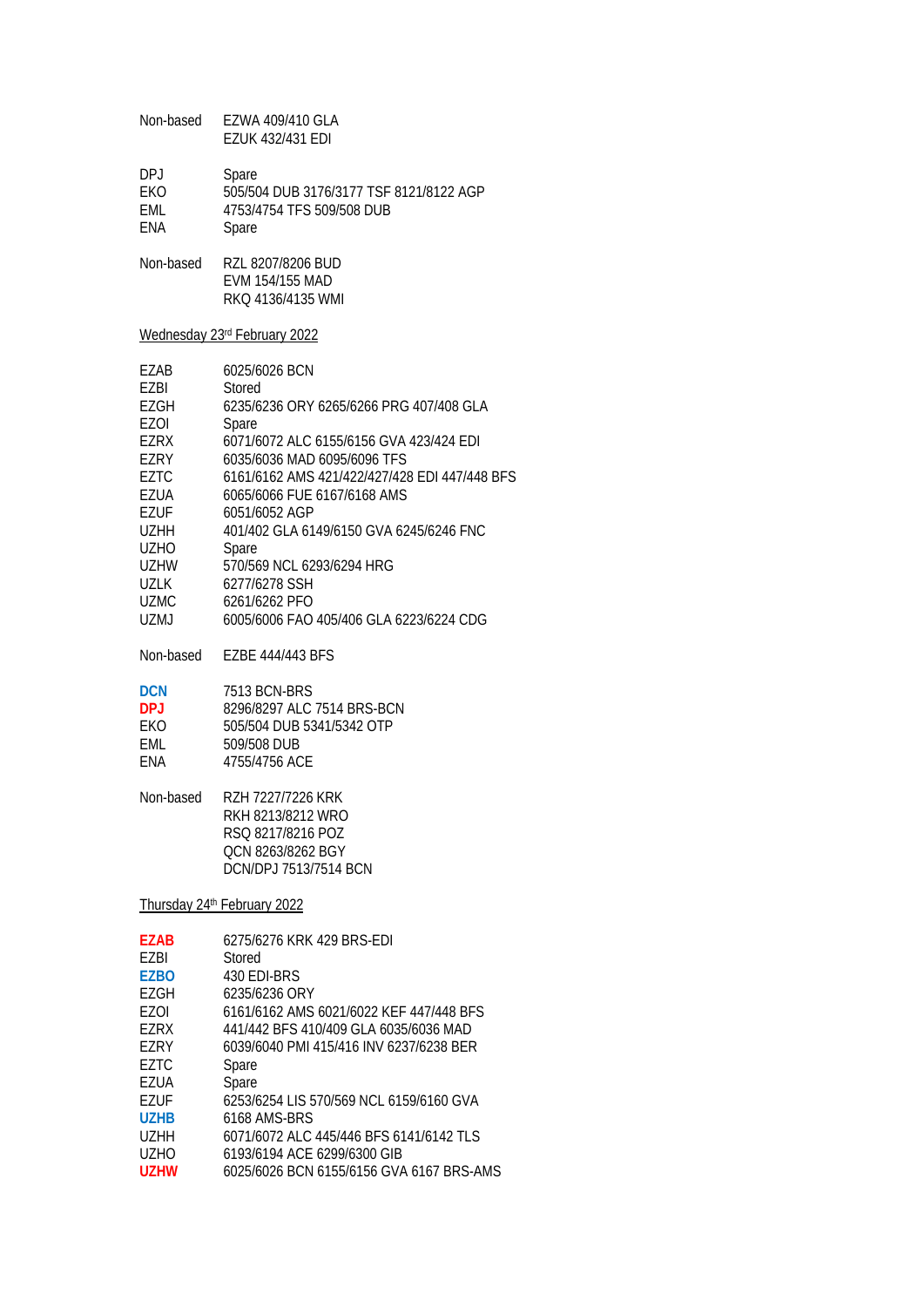| | |
|---|---|
| Non-based | EZWA 409/410 GLA |
| | EZUK 432/431 EDI |

| | |
|---|---|
| DPJ | Spare |
| EKO | 505/504 DUB 3176/3177 TSF 8121/8122 AGP |
| EML | 4753/4754 TFS 509/508 DUB |
| ENA | Spare |

| | |
|---|---|
| Non-based | RZL 8207/8206 BUD |
| | EVM 154/155 MAD |
| | RKQ 4136/4135 WMI |

## Wednesday 23rd February 2022

| | |
|---|---|
| EZAB | 6025/6026 BCN |
| EZBI | Stored |
| EZGH | 6235/6236 ORY 6265/6266 PRG 407/408 GLA |
| EZOI | Spare |
| EZRX | 6071/6072 ALC 6155/6156 GVA 423/424 EDI |
| EZRY | 6035/6036 MAD 6095/6096 TFS |
| EZTC | 6161/6162 AMS 421/422/427/428 EDI 447/448 BFS |
| EZUA | 6065/6066 FUE 6167/6168 AMS |
| EZUF | 6051/6052 AGP |
| UZHH | 401/402 GLA 6149/6150 GVA 6245/6246 FNC |
| UZHO | Spare |
| UZHW | 570/569 NCL 6293/6294 HRG |
| UZLK | 6277/6278 SSH |
| UZMC | 6261/6262 PFO |
| UZMJ | 6005/6006 FAO 405/406 GLA 6223/6224 CDG |

| | |
|---|---|
| Non-based | EZBE 444/443 BFS |

| | |
|---|---|
| **DCN** | 7513 BCN-BRS |
| **DPJ** | 8296/8297 ALC 7514 BRS-BCN |
| EKO | 505/504 DUB 5341/5342 OTP |
| EML | 509/508 DUB |
| ENA | 4755/4756 ACE |

| | |
|---|---|
| Non-based | RZH 7227/7226 KRK |
| | RKH 8213/8212 WRO |
| | RSQ 8217/8216 POZ |
| | QCN 8263/8262 BGY |
| | DCN/DPJ 7513/7514 BCN |

## Thursday 24th February 2022

| | |
|---|---|
| **EZAB** | 6275/6276 KRK 429 BRS-EDI |
| EZBI | Stored |
| **EZBO** | 430 EDI-BRS |
| EZGH | 6235/6236 ORY |
| EZOI | 6161/6162 AMS 6021/6022 KEF 447/448 BFS |
| EZRX | 441/442 BFS 410/409 GLA 6035/6036 MAD |
| EZRY | 6039/6040 PMI 415/416 INV 6237/6238 BER |
| EZTC | Spare |
| EZUA | Spare |
| EZUF | 6253/6254 LIS 570/569 NCL 6159/6160 GVA |
| **UZHB** | 6168 AMS-BRS |
| UZHH | 6071/6072 ALC 445/446 BFS 6141/6142 TLS |
| UZHO | 6193/6194 ACE 6299/6300 GIB |
| **UZHW** | 6025/6026 BCN 6155/6156 GVA 6167 BRS-AMS |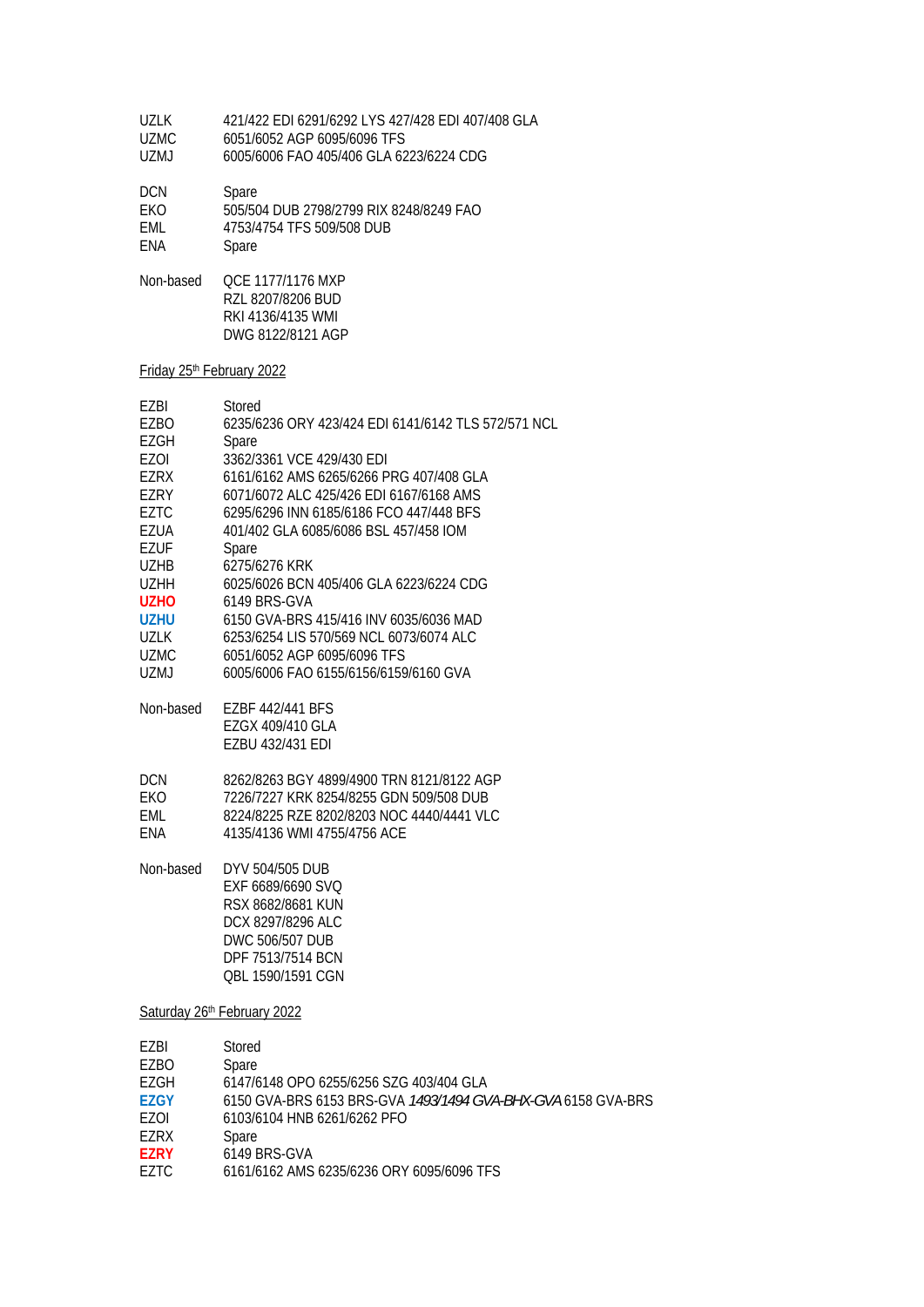| | |
|---|---|
| UZLK | 421/422 EDI 6291/6292 LYS 427/428 EDI 407/408 GLA |
| UZMC | 6051/6052 AGP 6095/6096 TFS |
| UZMJ | 6005/6006 FAO 405/406 GLA 6223/6224 CDG |

| | |
|---|---|
| DCN | Spare |
| EKO | 505/504 DUB 2798/2799 RIX 8248/8249 FAO |
| EML | 4753/4754 TFS 509/508 DUB |
| ENA | Spare |

| | |
|---|---|
| Non-based | QCE 1177/1176 MXP |
| | RZL 8207/8206 BUD |
| | RKI 4136/4135 WMI |
| | DWG 8122/8121 AGP |

Friday 25th February 2022

| | |
|---|---|
| EZBI | Stored |
| EZBO | 6235/6236 ORY 423/424 EDI 6141/6142 TLS 572/571 NCL |
| EZGH | Spare |
| EZOI | 3362/3361 VCE 429/430 EDI |
| EZRX | 6161/6162 AMS 6265/6266 PRG 407/408 GLA |
| EZRY | 6071/6072 ALC 425/426 EDI 6167/6168 AMS |
| EZTC | 6295/6296 INN 6185/6186 FCO 447/448 BFS |
| EZUA | 401/402 GLA 6085/6086 BSL 457/458 IOM |
| EZUF | Spare |
| UZHB | 6275/6276 KRK |
| UZHH | 6025/6026 BCN 405/406 GLA 6223/6224 CDG |
| **UZHO** | 6149 BRS-GVA |
| **UZHU** | 6150 GVA-BRS 415/416 INV 6035/6036 MAD |
| UZLK | 6253/6254 LIS 570/569 NCL 6073/6074 ALC |
| UZMC | 6051/6052 AGP 6095/6096 TFS |
| UZMJ | 6005/6006 FAO 6155/6156/6159/6160 GVA |

| | |
|---|---|
| Non-based | EZBF 442/441 BFS |
| | EZGX 409/410 GLA |
| | EZBU 432/431 EDI |

| | |
|---|---|
| DCN | 8262/8263 BGY 4899/4900 TRN 8121/8122 AGP |
| EKO | 7226/7227 KRK 8254/8255 GDN 509/508 DUB |
| EML | 8224/8225 RZE 8202/8203 NOC 4440/4441 VLC |
| ENA | 4135/4136 WMI 4755/4756 ACE |

| | |
|---|---|
| Non-based | DYV 504/505 DUB |
| | EXF 6689/6690 SVQ |
| | RSX 8682/8681 KUN |
| | DCX 8297/8296 ALC |
| | DWC 506/507 DUB |
| | DPF 7513/7514 BCN |
| | QBL 1590/1591 CGN |

Saturday 26th February 2022

| | |
|---|---|
| EZBI | Stored |
| EZBO | Spare |
| EZGH | 6147/6148 OPO 6255/6256 SZG 403/404 GLA |
| **EZGY** | 6150 GVA-BRS 6153 BRS-GVA *1493/1494 GVA-BHX-GVA* 6158 GVA-BRS |
| EZOI | 6103/6104 HNB 6261/6262 PFO |
| EZRX | Spare |
| **EZRY** | 6149 BRS-GVA |
| EZTC | 6161/6162 AMS 6235/6236 ORY 6095/6096 TFS |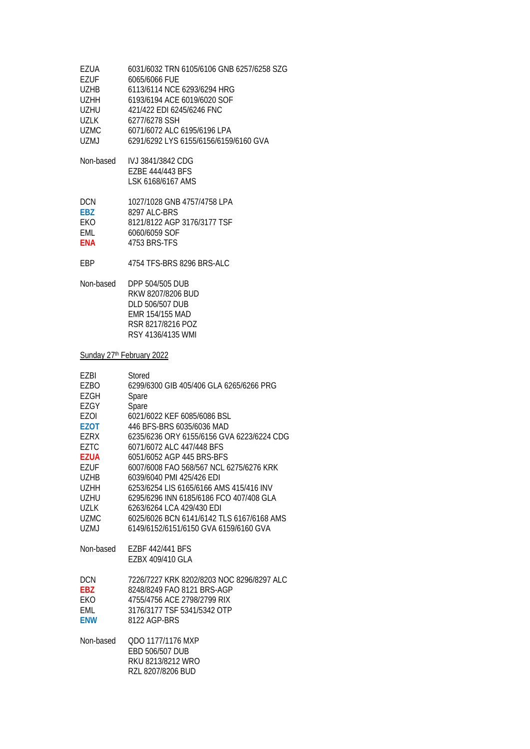| | |
|---|---|
| EZUA | 6031/6032 TRN 6105/6106 GNB 6257/6258 SZG |
| EZUF | 6065/6066 FUE |
| UZHB | 6113/6114 NCE 6293/6294 HRG |
| UZHH | 6193/6194 ACE 6019/6020 SOF |
| UZHU | 421/422 EDI 6245/6246 FNC |
| UZLK | 6277/6278 SSH |
| UZMC | 6071/6072 ALC 6195/6196 LPA |
| UZMJ | 6291/6292 LYS 6155/6156/6159/6160 GVA |

| | |
|---|---|
| Non-based | IVJ 3841/3842 CDG |
| | EZBE 444/443 BFS |
| | LSK 6168/6167 AMS |

| | |
|---|---|
| DCN | 1027/1028 GNB 4757/4758 LPA |
| **EBZ** | 8297 ALC-BRS |
| EKO | 8121/8122 AGP 3176/3177 TSF |
| EML | 6060/6059 SOF |
| **ENA** | 4753 BRS-TFS |

| | |
|---|---|
| EBP | 4754 TFS-BRS 8296 BRS-ALC |

| | |
|---|---|
| Non-based | DPP 504/505 DUB |
| | RKW 8207/8206 BUD |
| | DLD 506/507 DUB |
| | EMR 154/155 MAD |
| | RSR 8217/8216 POZ |
| | RSY 4136/4135 WMI |

Sunday 27th February 2022

| | |
|---|---|
| EZBI | Stored |
| EZBO | 6299/6300 GIB 405/406 GLA 6265/6266 PRG |
| EZGH | Spare |
| EZGY | Spare |
| EZOI | 6021/6022 KEF 6085/6086 BSL |
| **EZOT** | 446 BFS-BRS 6035/6036 MAD |
| EZRX | 6235/6236 ORY 6155/6156 GVA 6223/6224 CDG |
| EZTC | 6071/6072 ALC 447/448 BFS |
| **EZUA** | 6051/6052 AGP 445 BRS-BFS |
| EZUF | 6007/6008 FAO 568/567 NCL 6275/6276 KRK |
| UZHB | 6039/6040 PMI 425/426 EDI |
| UZHH | 6253/6254 LIS 6165/6166 AMS 415/416 INV |
| UZHU | 6295/6296 INN 6185/6186 FCO 407/408 GLA |
| UZLK | 6263/6264 LCA 429/430 EDI |
| UZMC | 6025/6026 BCN 6141/6142 TLS 6167/6168 AMS |
| UZMJ | 6149/6152/6151/6150 GVA 6159/6160 GVA |

| | |
|---|---|
| Non-based | EZBF 442/441 BFS |
| | EZBX 409/410 GLA |

| | |
|---|---|
| DCN | 7226/7227 KRK 8202/8203 NOC 8296/8297 ALC |
| **EBZ** | 8248/8249 FAO 8121 BRS-AGP |
| EKO | 4755/4756 ACE 2798/2799 RIX |
| EML | 3176/3177 TSF 5341/5342 OTP |
| **ENW** | 8122 AGP-BRS |

| | |
|---|---|
| Non-based | QDO 1177/1176 MXP |
| | EBD 506/507 DUB |
| | RKU 8213/8212 WRO |
| | RZL 8207/8206 BUD |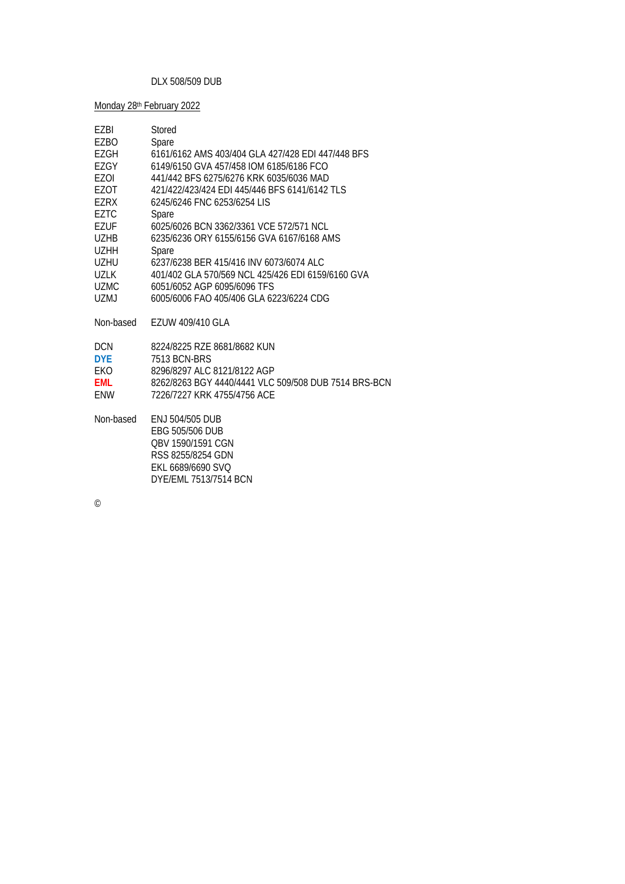DLX 508/509 DUB

Monday 28th February 2022

| | |
|---|---|
| EZBI | Stored |
| EZBO | Spare |
| EZGH | 6161/6162 AMS 403/404 GLA 427/428 EDI 447/448 BFS |
| EZGY | 6149/6150 GVA 457/458 IOM 6185/6186 FCO |
| EZOI | 441/442 BFS 6275/6276 KRK 6035/6036 MAD |
| EZOT | 421/422/423/424 EDI 445/446 BFS 6141/6142 TLS |
| EZRX | 6245/6246 FNC 6253/6254 LIS |
| EZTC | Spare |
| EZUF | 6025/6026 BCN 3362/3361 VCE 572/571 NCL |
| UZHB | 6235/6236 ORY 6155/6156 GVA 6167/6168 AMS |
| UZHH | Spare |
| UZHU | 6237/6238 BER 415/416 INV 6073/6074 ALC |
| UZLK | 401/402 GLA 570/569 NCL 425/426 EDI 6159/6160 GVA |
| UZMC | 6051/6052 AGP 6095/6096 TFS |
| UZMJ | 6005/6006 FAO 405/406 GLA 6223/6224 CDG |

Non-based EZUW 409/410 GLA

| | |
|---|---|
| DCN | 8224/8225 RZE 8681/8682 KUN |
| **DYE** | 7513 BCN-BRS |
| EKO | 8296/8297 ALC 8121/8122 AGP |
| **EML** | 8262/8263 BGY 4440/4441 VLC 509/508 DUB 7514 BRS-BCN |
| ENW | 7226/7227 KRK 4755/4756 ACE |

Non-based
ENJ 504/505 DUB
EBG 505/506 DUB
QBV 1590/1591 CGN
RSS 8255/8254 GDN
EKL 6689/6690 SVQ
DYE/EML 7513/7514 BCN

©